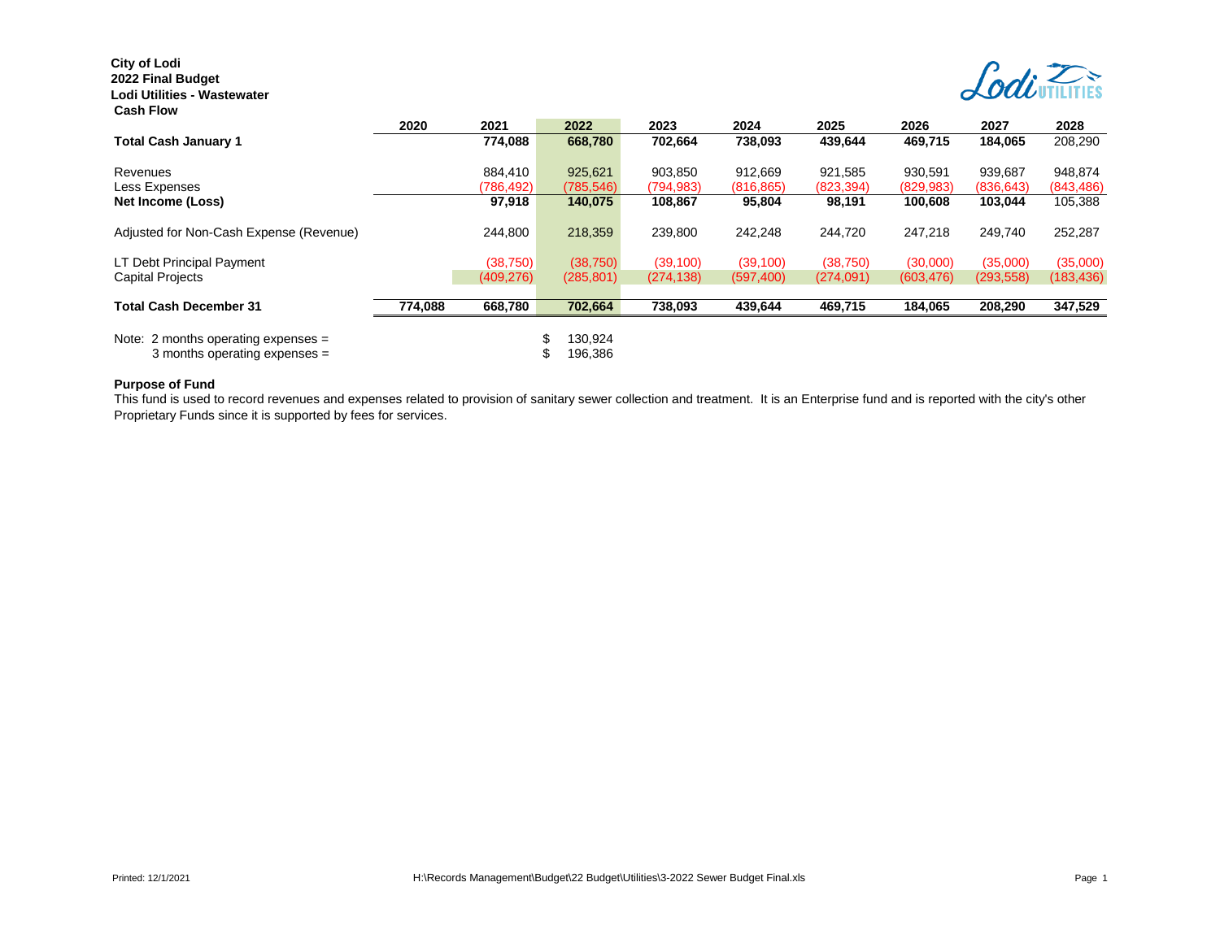**City of Lodi**
**2022 Final Budget**
**Lodi Utilities - Wastewater**
**Cash Flow**

| | 2020 | 2021 | 2022 | 2023 | 2024 | 2025 | 2026 | 2027 | 2028 |
|---|---|---|---|---|---|---|---|---|---|
| **Total Cash January 1** | | **774,088** | **668,780** | **702,664** | **738,093** | **439,644** | **469,715** | **184,065** | 208,290 |
| | | | | | | | | | |
| Revenues | | 884,410 | 925,621 | 903,850 | 912,669 | 921,585 | 930,591 | 939,687 | 948,874 |
| Less Expenses | | (786,492) | (785,546) | (794,983) | (816,865) | (823,394) | (829,983) | (836,643) | (843,486) |
| **Net Income (Loss)** | | **97,918** | **140,075** | **108,867** | **95,804** | **98,191** | **100,608** | **103,044** | 105,388 |
| | | | | | | | | | |
| Adjusted for Non-Cash Expense (Revenue) | | 244,800 | 218,359 | 239,800 | 242,248 | 244,720 | 247,218 | 249,740 | 252,287 |
| | | | | | | | | | |
| LT Debt Principal Payment | | (38,750) | (38,750) | (39,100) | (39,100) | (38,750) | (30,000) | (35,000) | (35,000) |
| Capital Projects | | (409,276) | (285,801) | (274,138) | (597,400) | (274,091) | (603,476) | (293,558) | (183,436) |
| | | | | | | | | | |
| **Total Cash December 31** | **774,088** | **668,780** | **702,664** | **738,093** | **439,644** | **469,715** | **184,065** | **208,290** | **347,529** |

Note: 2 months operating expenses = $ 130,924
3 months operating expenses = $ 196,386

**Purpose of Fund**

This fund is used to record revenues and expenses related to provision of sanitary sewer collection and treatment. It is an Enterprise fund and is reported with the city's other Proprietary Funds since it is supported by fees for services.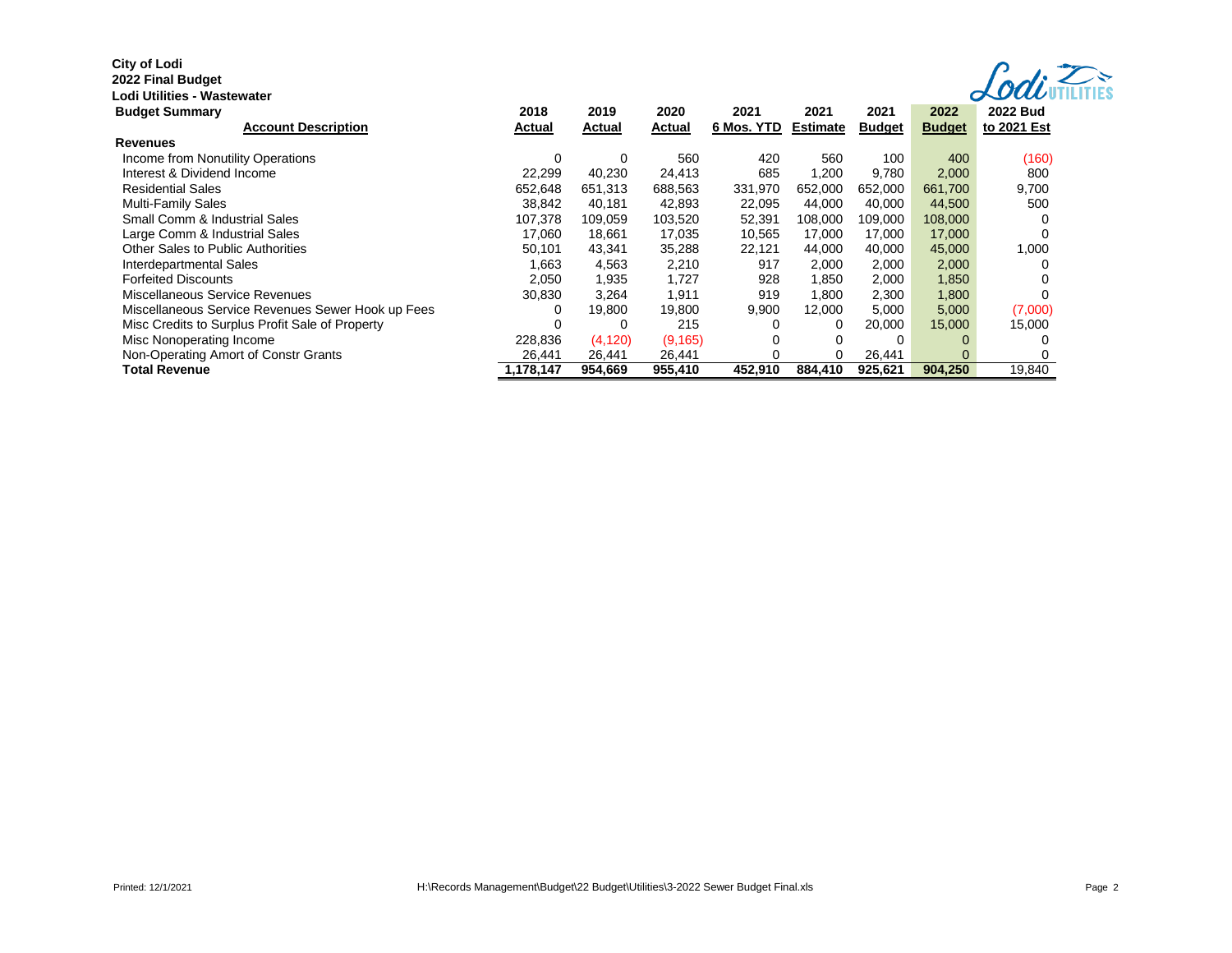**City of Lodi**
**2022 Final Budget**
**Lodi Utilities - Wastewater**

| Budget Summary<br>Account Description | 2018<br>Actual | 2019<br>Actual | 2020<br>Actual | 2021<br>6 Mos. YTD | 2021<br>Estimate | 2021<br>Budget | 2022<br>Budget | 2022 Bud<br>to 2021 Est |
|---|---|---|---|---|---|---|---|---|
| **Revenues** | | | | | | | | |
| Income from Nonutility Operations | 0 | 0 | 560 | 420 | 560 | 100 | 400 | (160) |
| Interest & Dividend Income | 22,299 | 40,230 | 24,413 | 685 | 1,200 | 9,780 | 2,000 | 800 |
| Residential Sales | 652,648 | 651,313 | 688,563 | 331,970 | 652,000 | 652,000 | 661,700 | 9,700 |
| Multi-Family Sales | 38,842 | 40,181 | 42,893 | 22,095 | 44,000 | 40,000 | 44,500 | 500 |
| Small Comm & Industrial Sales | 107,378 | 109,059 | 103,520 | 52,391 | 108,000 | 109,000 | 108,000 | 0 |
| Large Comm & Industrial Sales | 17,060 | 18,661 | 17,035 | 10,565 | 17,000 | 17,000 | 17,000 | 0 |
| Other Sales to Public Authorities | 50,101 | 43,341 | 35,288 | 22,121 | 44,000 | 40,000 | 45,000 | 1,000 |
| Interdepartmental Sales | 1,663 | 4,563 | 2,210 | 917 | 2,000 | 2,000 | 2,000 | 0 |
| Forfeited Discounts | 2,050 | 1,935 | 1,727 | 928 | 1,850 | 2,000 | 1,850 | 0 |
| Miscellaneous Service Revenues | 30,830 | 3,264 | 1,911 | 919 | 1,800 | 2,300 | 1,800 | 0 |
| Miscellaneous Service Revenues Sewer Hook up Fees | 0 | 19,800 | 19,800 | 9,900 | 12,000 | 5,000 | 5,000 | (7,000) |
| Misc Credits to Surplus Profit Sale of Property | 0 | 0 | 215 | 0 | 0 | 20,000 | 15,000 | 15,000 |
| Misc Nonoperating Income | 228,836 | (4,120) | (9,165) | 0 | 0 | 0 | 0 | 0 |
| Non-Operating Amort of Constr Grants | 26,441 | 26,441 | 26,441 | 0 | 0 | 26,441 | 0 | 0 |
| **Total Revenue** | **1,178,147** | **954,669** | **955,410** | **452,910** | **884,410** | **925,621** | **904,250** | 19,840 |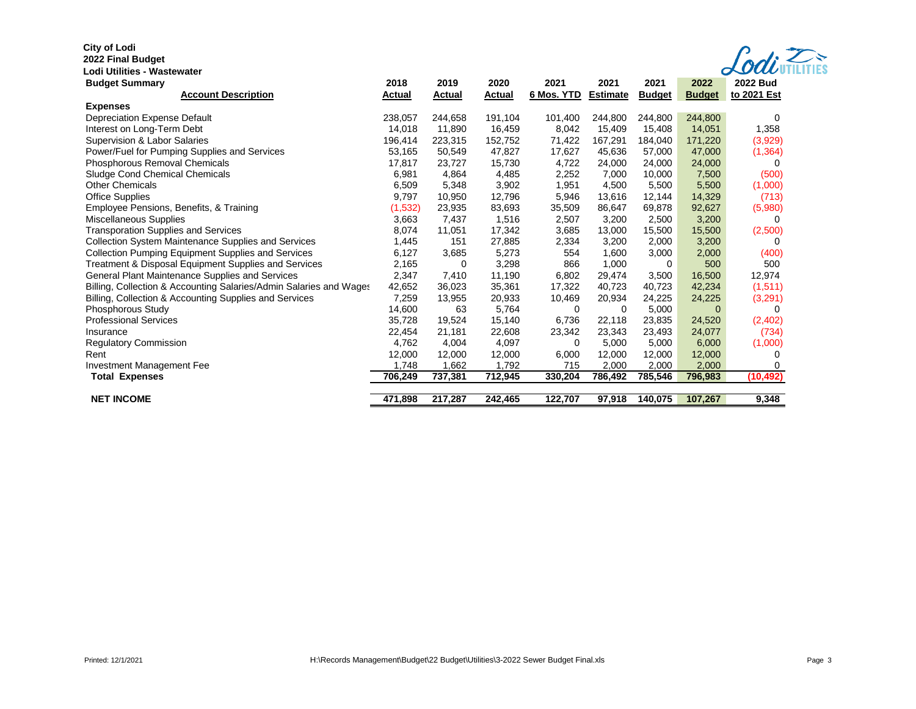**City of Lodi**
**2022 Final Budget**
**Lodi Utilities - Wastewater**
**Budget Summary**

| Account Description | 2018 Actual | 2019 Actual | 2020 Actual | 2021 6 Mos. YTD | 2021 Estimate | 2021 Budget | 2022 Budget | 2022 Bud to 2021 Est |
|---|---|---|---|---|---|---|---|---|
| **Expenses** | | | | | | | | |
| Depreciation Expense Default | 238,057 | 244,658 | 191,104 | 101,400 | 244,800 | 244,800 | 244,800 | 0 |
| Interest on Long-Term Debt | 14,018 | 11,890 | 16,459 | 8,042 | 15,409 | 15,408 | 14,051 | 1,358 |
| Supervision & Labor Salaries | 196,414 | 223,315 | 152,752 | 71,422 | 167,291 | 184,040 | 171,220 | (3,929) |
| Power/Fuel for Pumping Supplies and Services | 53,165 | 50,549 | 47,827 | 17,627 | 45,636 | 57,000 | 47,000 | (1,364) |
| Phosphorous Removal Chemicals | 17,817 | 23,727 | 15,730 | 4,722 | 24,000 | 24,000 | 24,000 | 0 |
| Sludge Cond Chemical Chemicals | 6,981 | 4,864 | 4,485 | 2,252 | 7,000 | 10,000 | 7,500 | (500) |
| Other Chemicals | 6,509 | 5,348 | 3,902 | 1,951 | 4,500 | 5,500 | 5,500 | (1,000) |
| Office Supplies | 9,797 | 10,950 | 12,796 | 5,946 | 13,616 | 12,144 | 14,329 | (713) |
| Employee Pensions, Benefits, & Training | (1,532) | 23,935 | 83,693 | 35,509 | 86,647 | 69,878 | 92,627 | (5,980) |
| Miscellaneous Supplies | 3,663 | 7,437 | 1,516 | 2,507 | 3,200 | 2,500 | 3,200 | 0 |
| Transporation Supplies and Services | 8,074 | 11,051 | 17,342 | 3,685 | 13,000 | 15,500 | 15,500 | (2,500) |
| Collection System Maintenance Supplies and Services | 1,445 | 151 | 27,885 | 2,334 | 3,200 | 2,000 | 3,200 | 0 |
| Collection Pumping Equipment Supplies and Services | 6,127 | 3,685 | 5,273 | 554 | 1,600 | 3,000 | 2,000 | (400) |
| Treatment & Disposal Equipment Supplies and Services | 2,165 | 0 | 3,298 | 866 | 1,000 | 0 | 500 | 500 |
| General Plant Maintenance Supplies and Services | 2,347 | 7,410 | 11,190 | 6,802 | 29,474 | 3,500 | 16,500 | 12,974 |
| Billing, Collection & Accounting Salaries/Admin Salaries and Wages | 42,652 | 36,023 | 35,361 | 17,322 | 40,723 | 40,723 | 42,234 | (1,511) |
| Billing, Collection & Accounting Supplies and Services | 7,259 | 13,955 | 20,933 | 10,469 | 20,934 | 24,225 | 24,225 | (3,291) |
| Phosphorous Study | 14,600 | 63 | 5,764 | 0 | 0 | 5,000 | 0 | 0 |
| Professional Services | 35,728 | 19,524 | 15,140 | 6,736 | 22,118 | 23,835 | 24,520 | (2,402) |
| Insurance | 22,454 | 21,181 | 22,608 | 23,342 | 23,343 | 23,493 | 24,077 | (734) |
| Regulatory Commission | 4,762 | 4,004 | 4,097 | 0 | 5,000 | 5,000 | 6,000 | (1,000) |
| Rent | 12,000 | 12,000 | 12,000 | 6,000 | 12,000 | 12,000 | 12,000 | 0 |
| Investment Management Fee | 1,748 | 1,662 | 1,792 | 715 | 2,000 | 2,000 | 2,000 | 0 |
| **Total Expenses** | **706,249** | **737,381** | **712,945** | **330,204** | **786,492** | **785,546** | **796,983** | **(10,492)** |
| **NET INCOME** | **471,898** | **217,287** | **242,465** | **122,707** | **97,918** | **140,075** | **107,267** | **9,348** |

Printed: 12/1/2021 H:\Records Management\Budget\22 Budget\Utilities\3-2022 Sewer Budget Final.xls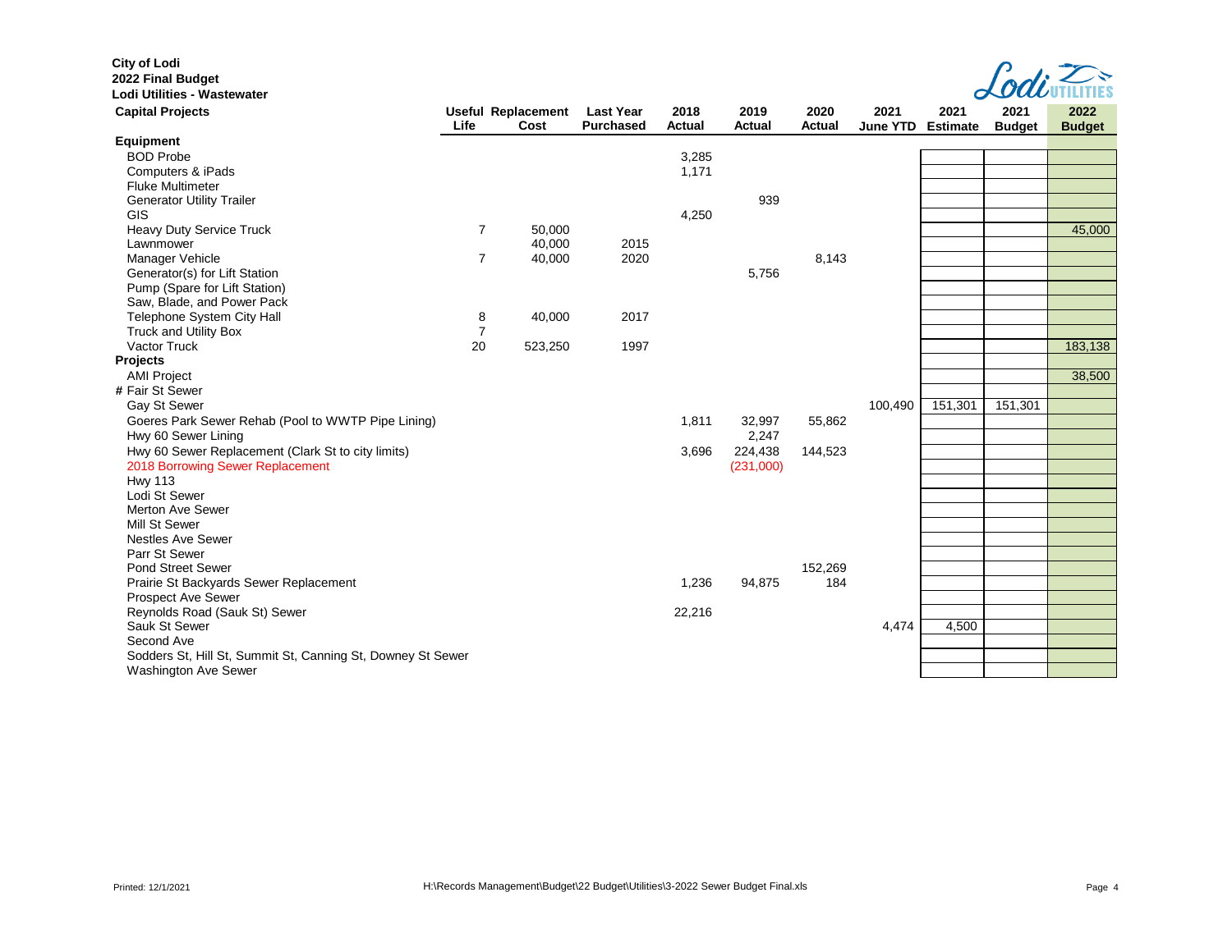**City of Lodi**
**2022 Final Budget**
**Lodi Utilities - Wastewater**

| Capital Projects | Useful Life | Replacement Cost | Last Year Purchased | 2018 Actual | 2019 Actual | 2020 Actual | 2021 June YTD | 2021 Estimate | 2021 Budget | 2022 Budget |
|---|---|---|---|---|---|---|---|---|---|---|
| **Equipment** | | | | | | | | | | |
| BOD Probe | | | | 3,285 | | | | | | |
| Computers & iPads | | | | 1,171 | | | | | | |
| Fluke Multimeter | | | | | | | | | | |
| Generator Utility Trailer | | | | | 939 | | | | | |
| GIS | | | | 4,250 | | | | | | |
| Heavy Duty Service Truck | 7 | 50,000 | | | | | | | | 45,000 |
| Lawnmower | | 40,000 | 2015 | | | | | | | |
| Manager Vehicle | 7 | 40,000 | 2020 | | | 8,143 | | | | |
| Generator(s) for Lift Station | | | | | 5,756 | | | | | |
| Pump (Spare for Lift Station) | | | | | | | | | | |
| Saw, Blade, and Power Pack | | | | | | | | | | |
| Telephone System City Hall | 8 | 40,000 | 2017 | | | | | | | |
| Truck and Utility Box | 7 | | | | | | | | | |
| Vactor Truck | 20 | 523,250 | 1997 | | | | | | | 183,138 |
| **Projects** | | | | | | | | | | |
| AMI Project | | | | | | | | | | 38,500 |
| # Fair St Sewer | | | | | | | | | | |
| Gay St Sewer | | | | | | | 100,490 | 151,301 | 151,301 | |
| Goeres Park Sewer Rehab (Pool to WWTP Pipe Lining) | | | | 1,811 | 32,997 | 55,862 | | | | |
| Hwy 60 Sewer Lining | | | | | 2,247 | | | | | |
| Hwy 60 Sewer Replacement (Clark St to city limits) | | | | 3,696 | 224,438 | 144,523 | | | | |
| 2018 Borrowing Sewer Replacement | | | | | (231,000) | | | | | |
| Hwy 113 | | | | | | | | | | |
| Lodi St Sewer | | | | | | | | | | |
| Merton Ave Sewer | | | | | | | | | | |
| Mill St Sewer | | | | | | | | | | |
| Nestles Ave Sewer | | | | | | | | | | |
| Parr St Sewer | | | | | | | | | | |
| Pond Street Sewer | | | | | | 152,269 | | | | |
| Prairie St Backyards Sewer Replacement | | | | 1,236 | 94,875 | 184 | | | | |
| Prospect Ave Sewer | | | | | | | | | | |
| Reynolds Road (Sauk St) Sewer | | | | 22,216 | | | | | | |
| Sauk St Sewer | | | | | | | 4,474 | 4,500 | | |
| Second Ave | | | | | | | | | | |
| Sodders St, Hill St, Summit St, Canning St, Downey St Sewer | | | | | | | | | | |
| Washington Ave Sewer | | | | | | | | | | |

Printed: 12/1/2021 H:\Records Management\Budget\22 Budget\Utilities\3-2022 Sewer Budget Final.xls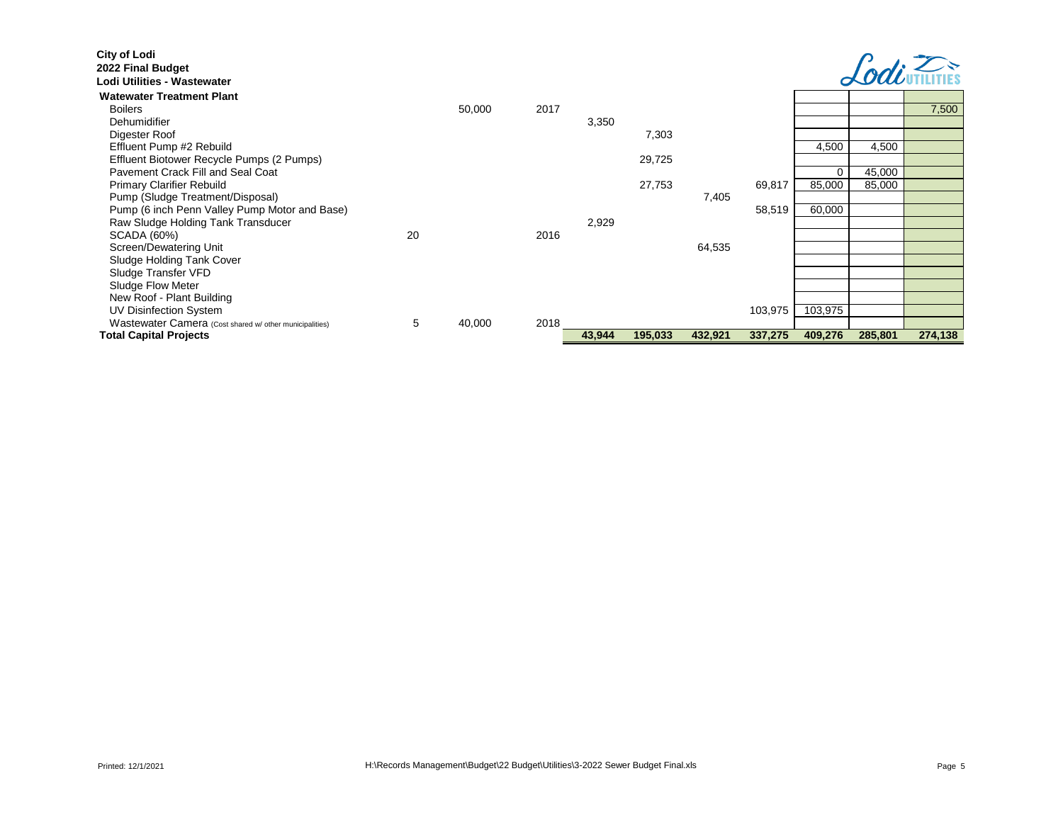**City of Lodi**
**2022 Final Budget**
**Lodi Utilities - Wastewater**

| | | | | | | | | | | |
|---|---|---|---|---|---|---|---|---|---|---|
| **Watewater Treatment Plant** | | | | | | | | | | |
| Boilers | | 50,000 | 2017 | | | | | | | 7,500 |
| Dehumidifier | | | | 3,350 | | | | | | |
| Digester Roof | | | | | 7,303 | | | | | |
| Effluent Pump #2 Rebuild | | | | | | | | 4,500 | 4,500 | |
| Effluent Biotower Recycle Pumps (2 Pumps) | | | | | 29,725 | | | | | |
| Pavement Crack Fill and Seal Coat | | | | | | | | 0 | 45,000 | |
| Primary Clarifier Rebuild | | | | | 27,753 | | 69,817 | 85,000 | 85,000 | |
| Pump (Sludge Treatment/Disposal) | | | | | | 7,405 | | | | |
| Pump (6 inch Penn Valley Pump Motor and Base) | | | | | | | 58,519 | 60,000 | | |
| Raw Sludge Holding Tank Transducer | | | | 2,929 | | | | | | |
| SCADA (60%) | 20 | | 2016 | | | | | | | |
| Screen/Dewatering Unit | | | | | | 64,535 | | | | |
| Sludge Holding Tank Cover | | | | | | | | | | |
| Sludge Transfer VFD | | | | | | | | | | |
| Sludge Flow Meter | | | | | | | | | | |
| New Roof - Plant Building | | | | | | | | | | |
| UV Disinfection System | | | | | | | 103,975 | 103,975 | | |
| Wastewater Camera (Cost shared w/ other municipalities) | 5 | 40,000 | 2018 | | | | | | | |
| **Total Capital Projects** | | | | **43,944** | **195,033** | **432,921** | **337,275** | **409,276** | **285,801** | **274,138** |

Printed: 12/1/2021 H:\Records Management\Budget\22 Budget\Utilities\3-2022 Sewer Budget Final.xls